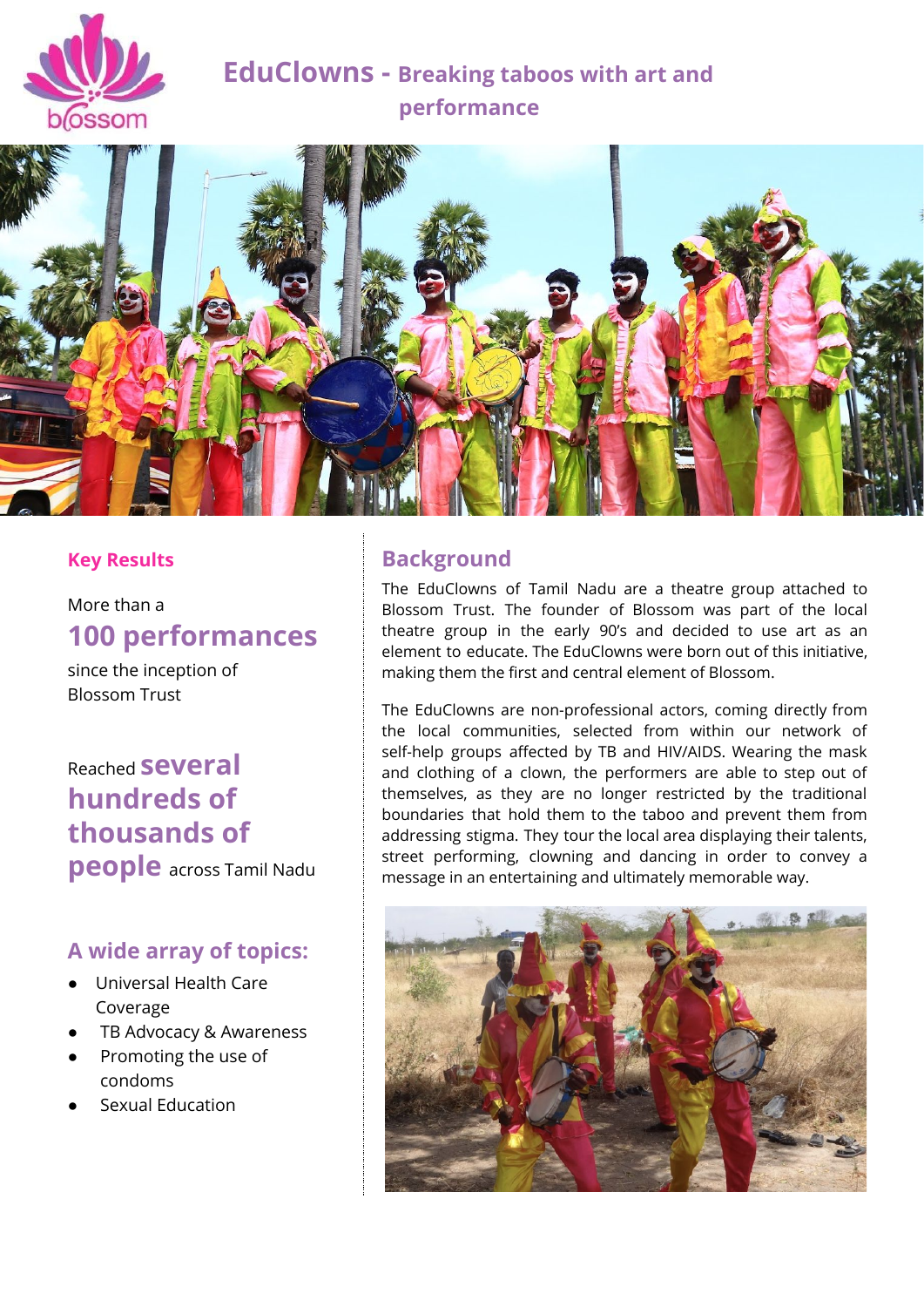# EduClowns - Breaking taboos with art and performance

## Key Results

More than a

**100 performances**

since the inception of Blossom Trust

Reached **several hundreds of thousands of people** across Tamil Nadu

### A wide array of topics:

- Universal Health Care Coverage
- TB Advocacy & Awareness
- Promoting the use of condoms
- Sexual Education

## Background

The EduClowns of Tamil Nadu are a theatre group attached to Blossom Trust. The founder of Blossom was part of the local theatre group in the early 90's and decided to use art as an element to educate. The EduClowns were born out of this initiative, making them the first and central element of Blossom.

The EduClowns are non-professional actors, coming directly from the local communities, selected from within our network of self-help groups affected by TB and HIV/AIDS. Wearing the mask and clothing of a clown, the performers are able to step out of themselves, as they are no longer restricted by the traditional boundaries that hold them to the taboo and prevent them from addressing stigma. They tour the local area displaying their talents, street performing, clowning and dancing in order to convey a message in an entertaining and ultimately memorable way.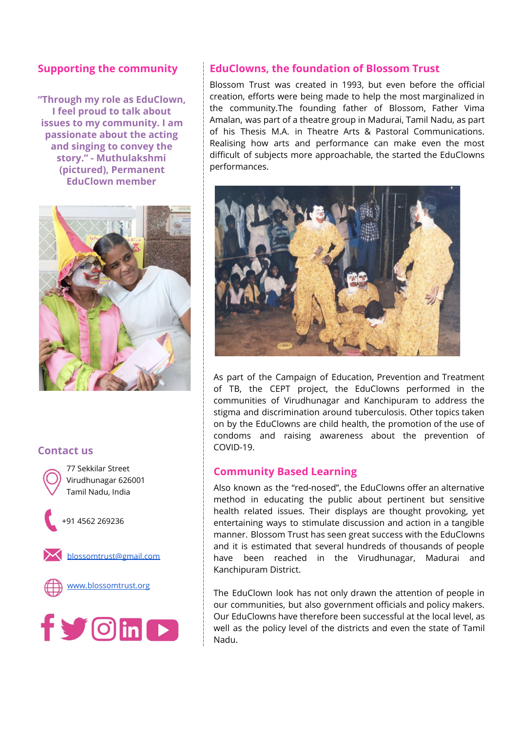## Supporting the community

**"Through my role as EduClown, I feel proud to talk about issues to my community. I am passionate about the acting and singing to convey the story." - Muthulakshmi (pictured), Permanent EduClown member**

## Contact us

77 Sekkilar Street
Virudhunagar 626001
Tamil Nadu, India

+91 4562 269236

blossomtrust@gmail.com

www.blossomtrust.org

## EduClowns, the foundation of Blossom Trust

Blossom Trust was created in 1993, but even before the official creation, efforts were being made to help the most marginalized in the community.The founding father of Blossom, Father Vima Amalan, was part of a theatre group in Madurai, Tamil Nadu, as part of his Thesis M.A. in Theatre Arts & Pastoral Communications. Realising how arts and performance can make even the most difficult of subjects more approachable, the started the EduClowns performances.

As part of the Campaign of Education, Prevention and Treatment of TB, the CEPT project, the EduClowns performed in the communities of Virudhunagar and Kanchipuram to address the stigma and discrimination around tuberculosis. Other topics taken on by the EduClowns are child health, the promotion of the use of condoms and raising awareness about the prevention of COVID-19.

## Community Based Learning

Also known as the "red-nosed", the EduClowns offer an alternative method in educating the public about pertinent but sensitive health related issues. Their displays are thought provoking, yet entertaining ways to stimulate discussion and action in a tangible manner. Blossom Trust has seen great success with the EduClowns and it is estimated that several hundreds of thousands of people have been reached in the Virudhunagar, Madurai and Kanchipuram District.

The EduClown look has not only drawn the attention of people in our communities, but also government officials and policy makers. Our EduClowns have therefore been successful at the local level, as well as the policy level of the districts and even the state of Tamil Nadu.